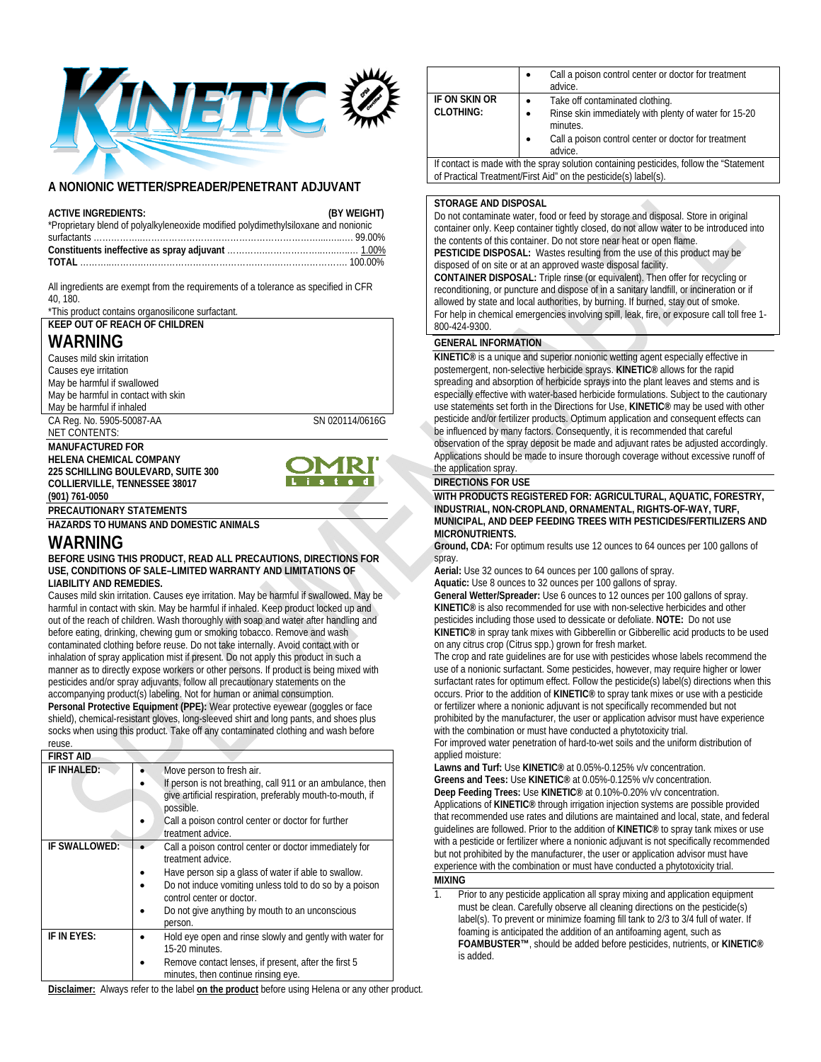# KINETIC

## A NONIONIC WETTER/SPREADER/PENETRANT ADJUVANT

| ACTIVE INGREDIENTS: | (BY WEIGHT) |
|---|---|
| *Proprietary blend of polyalkyleneoxide modified polydimethylsiloxane and nonionic surfactants | 99.00% |
| **Constituents ineffective as spray adjuvant** | 1.00% |
| **TOTAL** | 100.00% |

All ingredients are exempt from the requirements of a tolerance as specified in CFR 40, 180.

*This product contains organosilicone surfactant.

**KEEP OUT OF REACH OF CHILDREN**

## WARNING

Causes mild skin irritation
Causes eye irritation
May be harmful if swallowed
May be harmful in contact with skin
May be harmful if inhaled

CA Reg. No. 5905-50087-AA SN 020114/0616G

NET CONTENTS:

**MANUFACTURED FOR**
**HELENA CHEMICAL COMPANY**
**225 SCHILLING BOULEVARD, SUITE 300**
**COLLIERVILLE, TENNESSEE 38017**
**(901) 761-0050**

OMRI Listed

**PRECAUTIONARY STATEMENTS**

**HAZARDS TO HUMANS AND DOMESTIC ANIMALS**

## WARNING

**BEFORE USING THIS PRODUCT, READ ALL PRECAUTIONS, DIRECTIONS FOR USE, CONDITIONS OF SALE–LIMITED WARRANTY AND LIMITATIONS OF LIABILITY AND REMEDIES.**

Causes mild skin irritation. Causes eye irritation. May be harmful if swallowed. May be harmful in contact with skin. May be harmful if inhaled. Keep product locked up and out of the reach of children. Wash thoroughly with soap and water after handling and before eating, drinking, chewing gum or smoking tobacco. Remove and wash contaminated clothing before reuse. Do not take internally. Avoid contact with or inhalation of spray application mist if present. Do not apply this product in such a manner as to directly expose workers or other persons. If product is being mixed with pesticides and/or spray adjuvants, follow all precautionary statements on the accompanying product(s) labeling. Not for human or animal consumption.

**Personal Protective Equipment (PPE):** Wear protective eyewear (goggles or face shield), chemical-resistant gloves, long-sleeved shirt and long pants, and shoes plus socks when using this product. Take off any contaminated clothing and wash before reuse.

| FIRST AID | |
|---|---|
| **IF INHALED:** | • Move person to fresh air.<br>• If person is not breathing, call 911 or an ambulance, then give artificial respiration, preferably mouth-to-mouth, if possible.<br>• Call a poison control center or doctor for further treatment advice. |
| **IF SWALLOWED:** | • Call a poison control center or doctor immediately for treatment advice.<br>• Have person sip a glass of water if able to swallow.<br>• Do not induce vomiting unless told to do so by a poison control center or doctor.<br>• Do not give anything by mouth to an unconscious person. |
| **IF IN EYES:** | • Hold eye open and rinse slowly and gently with water for 15-20 minutes.<br>• Remove contact lenses, if present, after the first 5 minutes, then continue rinsing eye.<br>• Call a poison control center or doctor for treatment advice. |
| **IF ON SKIN OR CLOTHING:** | • Take off contaminated clothing.<br>• Rinse skin immediately with plenty of water for 15-20 minutes.<br>• Call a poison control center or doctor for treatment advice. |
| If contact is made with the spray solution containing pesticides, follow the "Statement of Practical Treatment/First Aid" on the pesticide(s) label(s). | |

**STORAGE AND DISPOSAL**

Do not contaminate water, food or feed by storage and disposal. Store in original container only. Keep container tightly closed, do not allow water to be introduced into the contents of this container. Do not store near heat or open flame.

**PESTICIDE DISPOSAL:** Wastes resulting from the use of this product may be disposed of on site or at an approved waste disposal facility.

**CONTAINER DISPOSAL:** Triple rinse (or equivalent). Then offer for recycling or reconditioning, or puncture and dispose of in a sanitary landfill, or incineration or if allowed by state and local authorities, by burning. If burned, stay out of smoke.

For help in chemical emergencies involving spill, leak, fire, or exposure call toll free 1-800-424-9300.

**GENERAL INFORMATION**

**KINETIC®** is a unique and superior nonionic wetting agent especially effective in postemergent, non-selective herbicide sprays. **KINETIC®** allows for the rapid spreading and absorption of herbicide sprays into the plant leaves and stems and is especially effective with water-based herbicide formulations. Subject to the cautionary use statements set forth in the Directions for Use, **KINETIC®** may be used with other pesticide and/or fertilizer products. Optimum application and consequent effects can be influenced by many factors. Consequently, it is recommended that careful observation of the spray deposit be made and adjuvant rates be adjusted accordingly. Applications should be made to insure thorough coverage without excessive runoff of the application spray.

**DIRECTIONS FOR USE**

**WITH PRODUCTS REGISTERED FOR: AGRICULTURAL, AQUATIC, FORESTRY, INDUSTRIAL, NON-CROPLAND, ORNAMENTAL, RIGHTS-OF-WAY, TURF, MUNICIPAL, AND DEEP FEEDING TREES WITH PESTICIDES/FERTILIZERS AND MICRONUTRIENTS.**

**Ground, CDA:** For optimum results use 12 ounces to 64 ounces per 100 gallons of spray.

**Aerial:** Use 32 ounces to 64 ounces per 100 gallons of spray.

**Aquatic:** Use 8 ounces to 32 ounces per 100 gallons of spray.

**General Wetter/Spreader:** Use 6 ounces to 12 ounces per 100 gallons of spray. **KINETIC®** is also recommended for use with non-selective herbicides and other pesticides including those used to dessicate or defoliate. **NOTE:** Do not use **KINETIC®** in spray tank mixes with Gibberellin or Gibberellic acid products to be used on any citrus crop (Citrus spp.) grown for fresh market.

The crop and rate guidelines are for use with pesticides whose labels recommend the use of a nonionic surfactant. Some pesticides, however, may require higher or lower surfactant rates for optimum effect. Follow the pesticide(s) label(s) directions when this occurs. Prior to the addition of **KINETIC®** to spray tank mixes or use with a pesticide or fertilizer where a nonionic adjuvant is not specifically recommended but not prohibited by the manufacturer, the user or application advisor must have experience with the combination or must have conducted a phytotoxicity trial.

For improved water penetration of hard-to-wet soils and the uniform distribution of applied moisture:

**Lawns and Turf:** Use **KINETIC®** at 0.05%-0.125% v/v concentration.

**Greens and Tees:** Use **KINETIC®** at 0.05%-0.125% v/v concentration.

**Deep Feeding Trees:** Use **KINETIC®** at 0.10%-0.20% v/v concentration.

Applications of **KINETIC®** through irrigation injection systems are possible provided that recommended use rates and dilutions are maintained and local, state, and federal guidelines are followed. Prior to the addition of **KINETIC®** to spray tank mixes or use with a pesticide or fertilizer where a nonionic adjuvant is not specifically recommended but not prohibited by the manufacturer, the user or application advisor must have experience with the combination or must have conducted a phytotoxicity trial.

**MIXING**

1. Prior to any pesticide application all spray mixing and application equipment must be clean. Carefully observe all cleaning directions on the pesticide(s) label(s). To prevent or minimize foaming fill tank to 2/3 to 3/4 full of water. If foaming is anticipated the addition of an antifoaming agent, such as **FOAMBUSTER™**, should be added before pesticides, nutrients, or **KINETIC®** is added.

**Disclaimer:** Always refer to the label **on the product** before using Helena or any other product.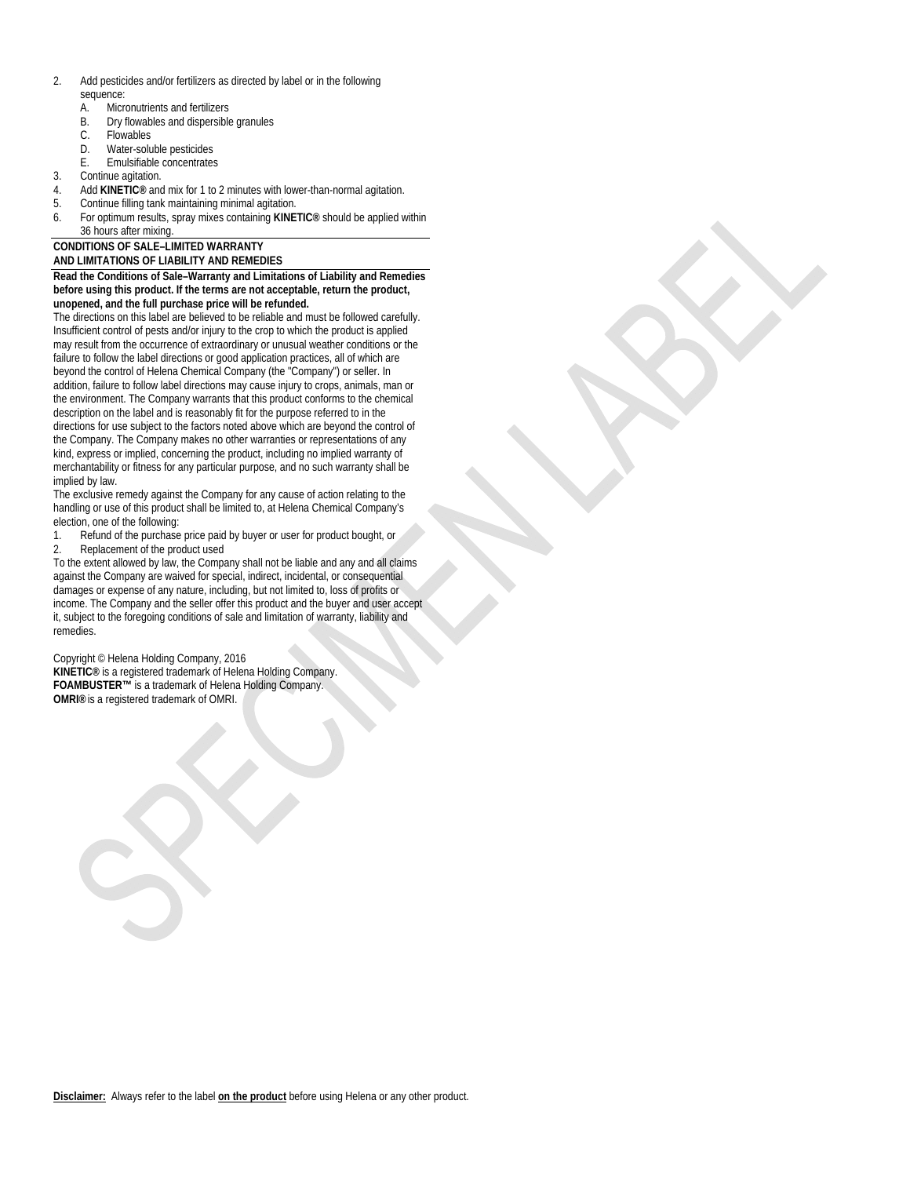2. Add pesticides and/or fertilizers as directed by label or in the following sequence:
   A. Micronutrients and fertilizers
   B. Dry flowables and dispersible granules
   C. Flowables
   D. Water-soluble pesticides
   E. Emulsifiable concentrates
3. Continue agitation.
4. Add **KINETIC®** and mix for 1 to 2 minutes with lower-than-normal agitation.
5. Continue filling tank maintaining minimal agitation.
6. For optimum results, spray mixes containing **KINETIC®** should be applied within 36 hours after mixing.

**CONDITIONS OF SALE–LIMITED WARRANTY AND LIMITATIONS OF LIABILITY AND REMEDIES**

**Read the Conditions of Sale–Warranty and Limitations of Liability and Remedies before using this product. If the terms are not acceptable, return the product, unopened, and the full purchase price will be refunded.**

The directions on this label are believed to be reliable and must be followed carefully. Insufficient control of pests and/or injury to the crop to which the product is applied may result from the occurrence of extraordinary or unusual weather conditions or the failure to follow the label directions or good application practices, all of which are beyond the control of Helena Chemical Company (the "Company") or seller. In addition, failure to follow label directions may cause injury to crops, animals, man or the environment. The Company warrants that this product conforms to the chemical description on the label and is reasonably fit for the purpose referred to in the directions for use subject to the factors noted above which are beyond the control of the Company. The Company makes no other warranties or representations of any kind, express or implied, concerning the product, including no implied warranty of merchantability or fitness for any particular purpose, and no such warranty shall be implied by law.

The exclusive remedy against the Company for any cause of action relating to the handling or use of this product shall be limited to, at Helena Chemical Company's election, one of the following:

1. Refund of the purchase price paid by buyer or user for product bought, or
2. Replacement of the product used

To the extent allowed by law, the Company shall not be liable and any and all claims against the Company are waived for special, indirect, incidental, or consequential damages or expense of any nature, including, but not limited to, loss of profits or income. The Company and the seller offer this product and the buyer and user accept it, subject to the foregoing conditions of sale and limitation of warranty, liability and remedies.

Copyright © Helena Holding Company, 2016
**KINETIC®** is a registered trademark of Helena Holding Company.
**FOAMBUSTER™** is a trademark of Helena Holding Company.
**OMRI®** is a registered trademark of OMRI.

**Disclaimer:** Always refer to the label **on the product** before using Helena or any other product.